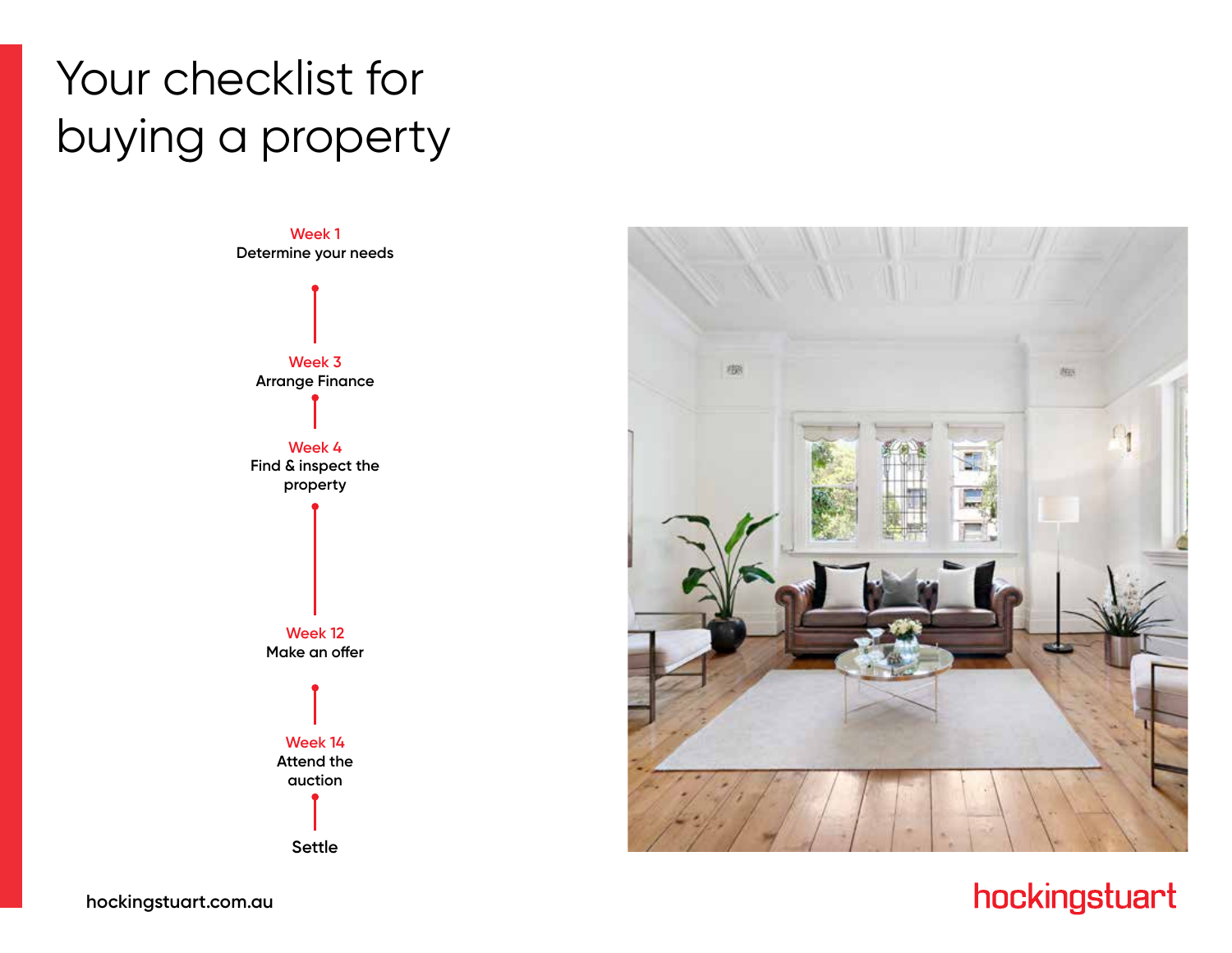# Your checklist for buying a property

**Week 1**
Determine your needs

**Week 3**
Arrange Finance

**Week 4**
Find & inspect the property

**Week 12**
Make an offer

**Week 14**
Attend the auction

Settle

hockingstuart.com.au

hockingstuart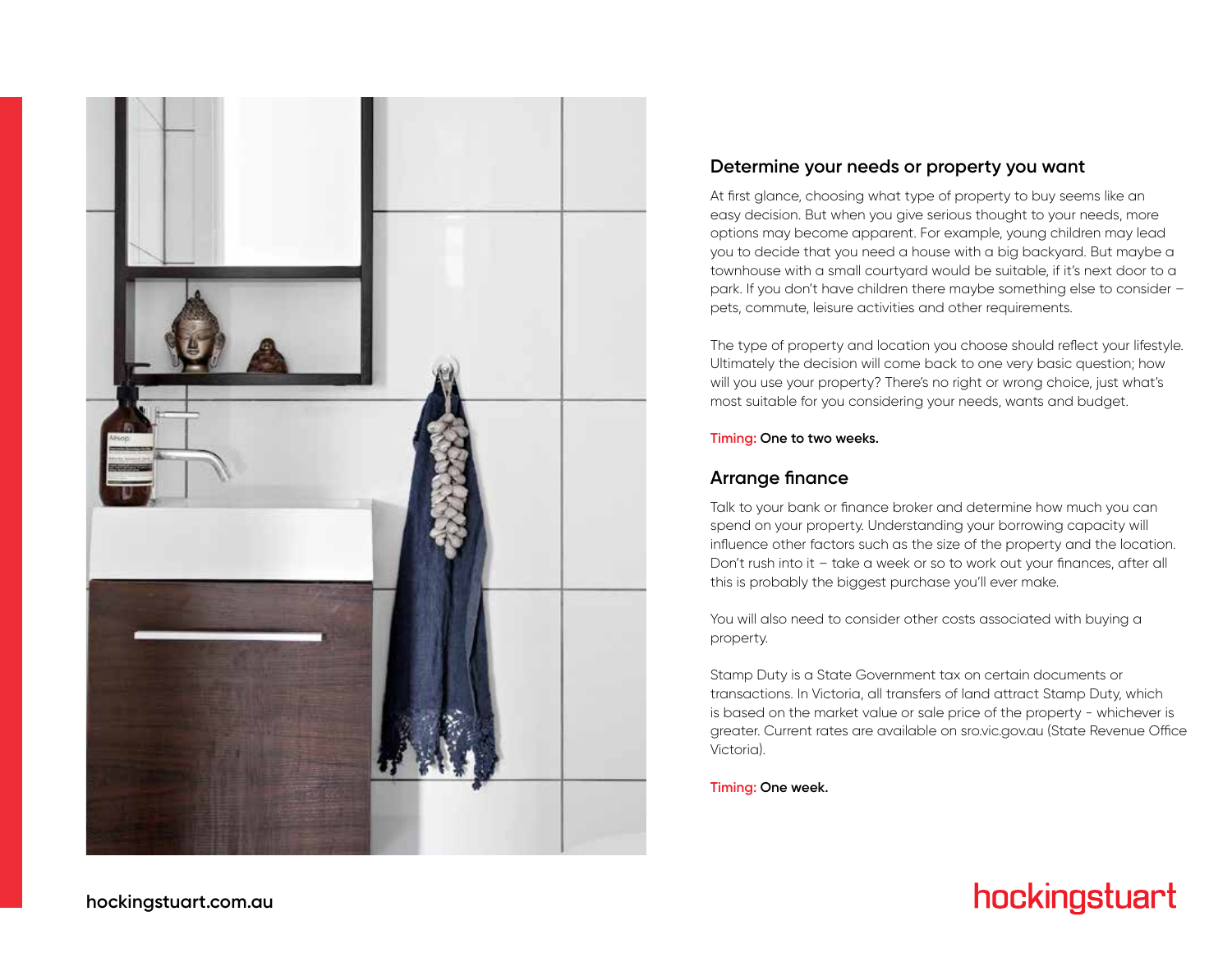## Determine your needs or property you want

At first glance, choosing what type of property to buy seems like an easy decision. But when you give serious thought to your needs, more options may become apparent. For example, young children may lead you to decide that you need a house with a big backyard. But maybe a townhouse with a small courtyard would be suitable, if it's next door to a park. If you don't have children there maybe something else to consider – pets, commute, leisure activities and other requirements.

The type of property and location you choose should reflect your lifestyle. Ultimately the decision will come back to one very basic question; how will you use your property? There's no right or wrong choice, just what's most suitable for you considering your needs, wants and budget.

**Timing: One to two weeks.**

## Arrange finance

Talk to your bank or finance broker and determine how much you can spend on your property. Understanding your borrowing capacity will influence other factors such as the size of the property and the location. Don't rush into it – take a week or so to work out your finances, after all this is probably the biggest purchase you'll ever make.

You will also need to consider other costs associated with buying a property.

Stamp Duty is a State Government tax on certain documents or transactions. In Victoria, all transfers of land attract Stamp Duty, which is based on the market value or sale price of the property - whichever is greater. Current rates are available on sro.vic.gov.au (State Revenue Office Victoria).

**Timing: One week.**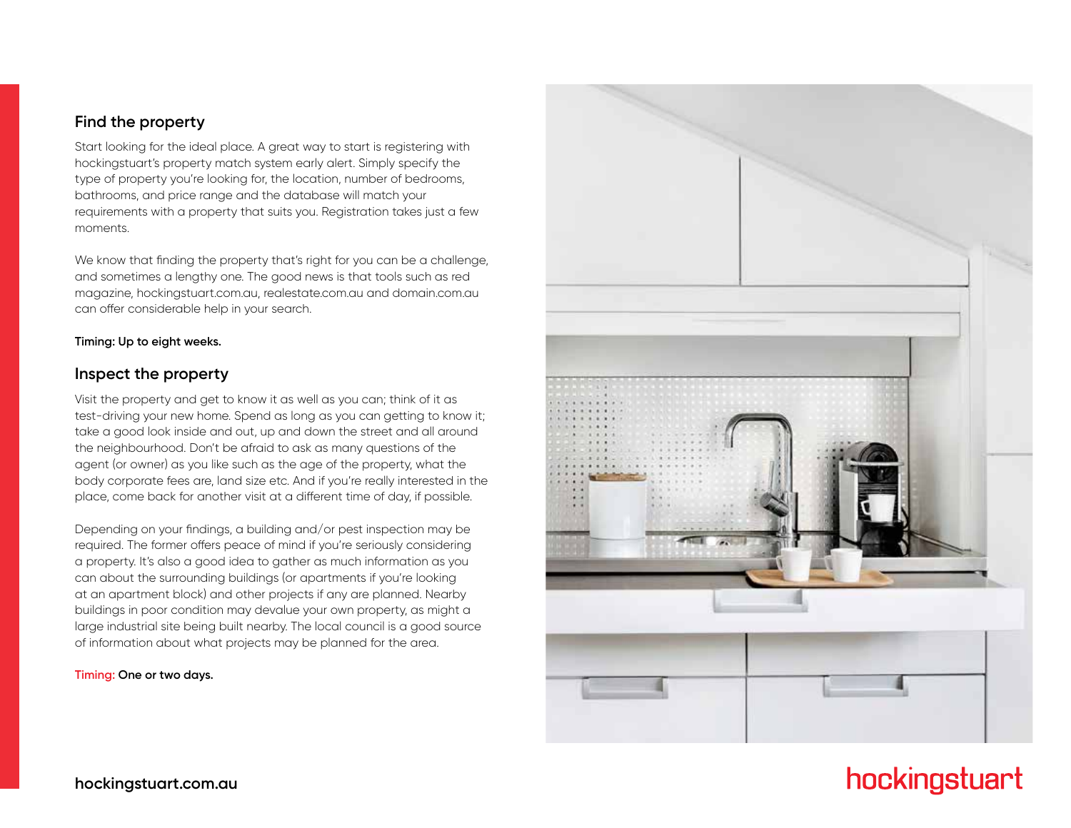## Find the property

Start looking for the ideal place. A great way to start is registering with hockingstuart's property match system early alert. Simply specify the type of property you're looking for, the location, number of bedrooms, bathrooms, and price range and the database will match your requirements with a property that suits you. Registration takes just a few moments.

We know that finding the property that's right for you can be a challenge, and sometimes a lengthy one. The good news is that tools such as red magazine, hockingstuart.com.au, realestate.com.au and domain.com.au can offer considerable help in your search.

**Timing: Up to eight weeks.**

## Inspect the property

Visit the property and get to know it as well as you can; think of it as test-driving your new home. Spend as long as you can getting to know it; take a good look inside and out, up and down the street and all around the neighbourhood. Don't be afraid to ask as many questions of the agent (or owner) as you like such as the age of the property, what the body corporate fees are, land size etc. And if you're really interested in the place, come back for another visit at a different time of day, if possible.

Depending on your findings, a building and/or pest inspection may be required. The former offers peace of mind if you're seriously considering a property. It's also a good idea to gather as much information as you can about the surrounding buildings (or apartments if you're looking at an apartment block) and other projects if any are planned. Nearby buildings in poor condition may devalue your own property, as might a large industrial site being built nearby. The local council is a good source of information about what projects may be planned for the area.

**Timing: One or two days.**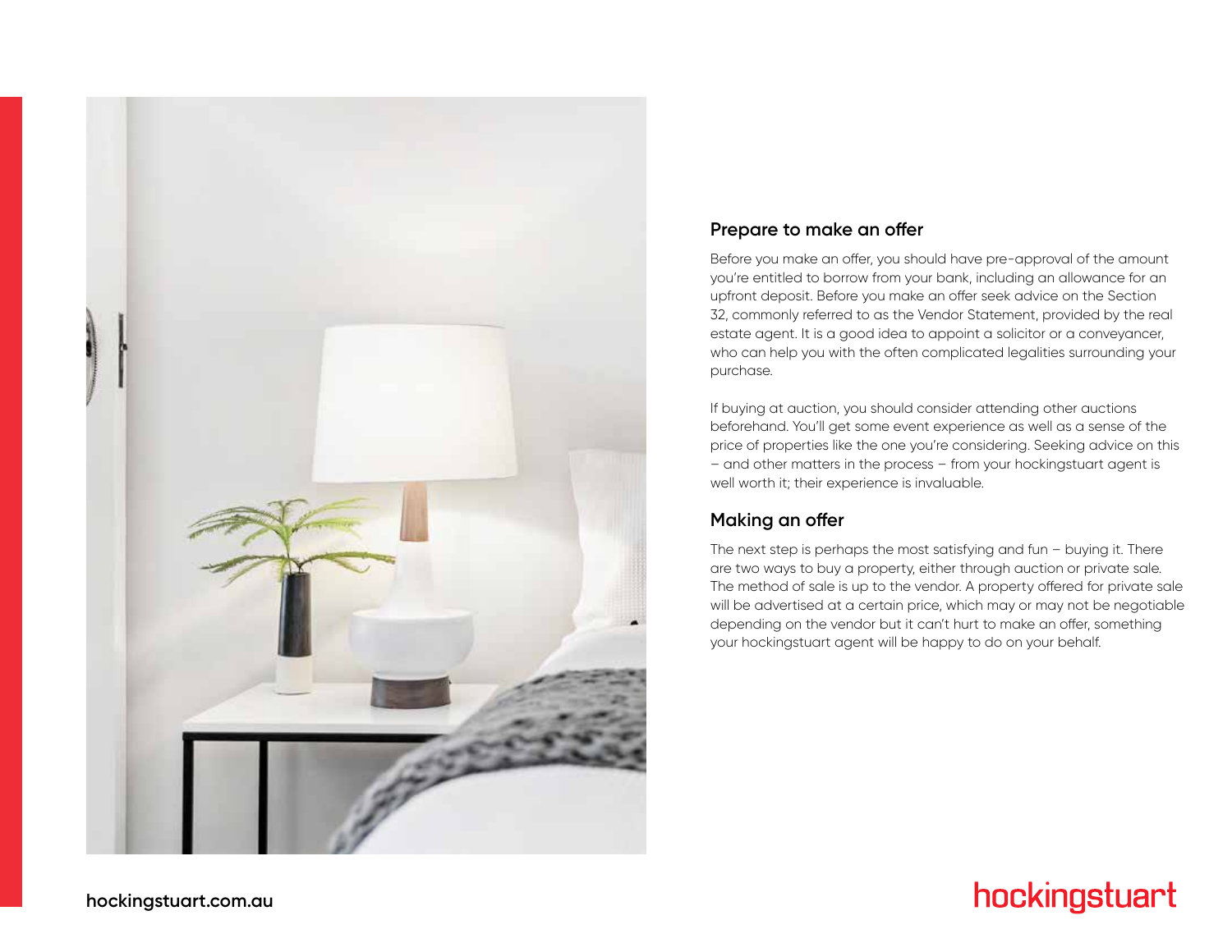## Prepare to make an offer

Before you make an offer, you should have pre-approval of the amount you're entitled to borrow from your bank, including an allowance for an upfront deposit. Before you make an offer seek advice on the Section 32, commonly referred to as the Vendor Statement, provided by the real estate agent. It is a good idea to appoint a solicitor or a conveyancer, who can help you with the often complicated legalities surrounding your purchase.

If buying at auction, you should consider attending other auctions beforehand. You'll get some event experience as well as a sense of the price of properties like the one you're considering. Seeking advice on this – and other matters in the process – from your hockingstuart agent is well worth it; their experience is invaluable.

## Making an offer

The next step is perhaps the most satisfying and fun – buying it. There are two ways to buy a property, either through auction or private sale. The method of sale is up to the vendor. A property offered for private sale will be advertised at a certain price, which may or may not be negotiable depending on the vendor but it can't hurt to make an offer, something your hockingstuart agent will be happy to do on your behalf.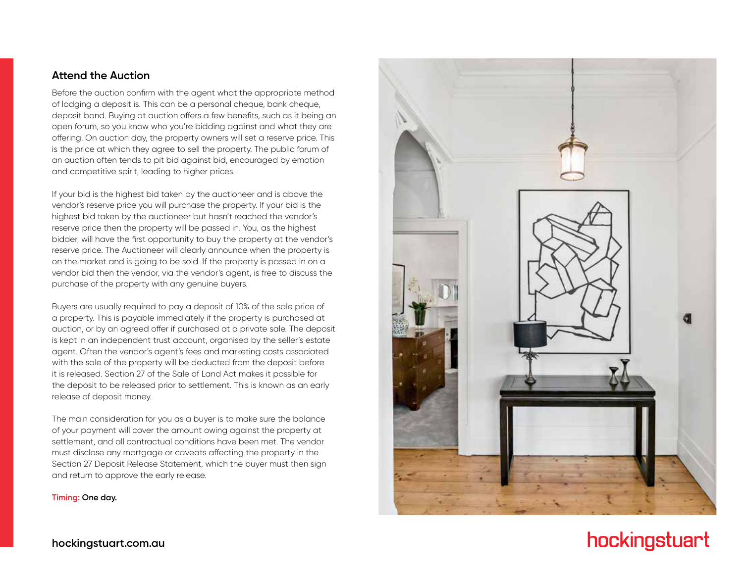## Attend the Auction

Before the auction confirm with the agent what the appropriate method of lodging a deposit is. This can be a personal cheque, bank cheque, deposit bond. Buying at auction offers a few benefits, such as it being an open forum, so you know who you're bidding against and what they are offering. On auction day, the property owners will set a reserve price. This is the price at which they agree to sell the property. The public forum of an auction often tends to pit bid against bid, encouraged by emotion and competitive spirit, leading to higher prices.

If your bid is the highest bid taken by the auctioneer and is above the vendor's reserve price you will purchase the property. If your bid is the highest bid taken by the auctioneer but hasn't reached the vendor's reserve price then the property will be passed in. You, as the highest bidder, will have the first opportunity to buy the property at the vendor's reserve price. The Auctioneer will clearly announce when the property is on the market and is going to be sold. If the property is passed in on a vendor bid then the vendor, via the vendor's agent, is free to discuss the purchase of the property with any genuine buyers.

Buyers are usually required to pay a deposit of 10% of the sale price of a property. This is payable immediately if the property is purchased at auction, or by an agreed offer if purchased at a private sale. The deposit is kept in an independent trust account, organised by the seller's estate agent. Often the vendor's agent's fees and marketing costs associated with the sale of the property will be deducted from the deposit before it is released. Section 27 of the Sale of Land Act makes it possible for the deposit to be released prior to settlement. This is known as an early release of deposit money.

The main consideration for you as a buyer is to make sure the balance of your payment will cover the amount owing against the property at settlement, and all contractual conditions have been met. The vendor must disclose any mortgage or caveats affecting the property in the Section 27 Deposit Release Statement, which the buyer must then sign and return to approve the early release.

**Timing: One day.**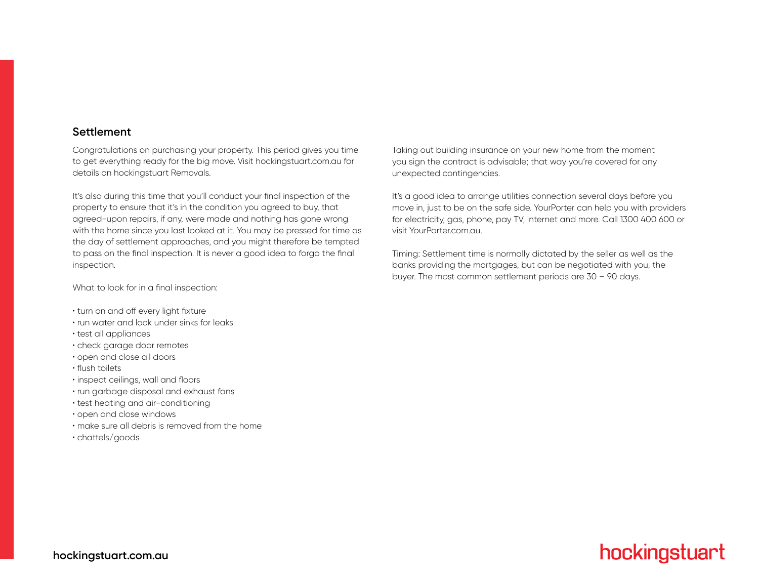## Settlement

Congratulations on purchasing your property. This period gives you time to get everything ready for the big move. Visit hockingstuart.com.au for details on hockingstuart Removals.

It's also during this time that you'll conduct your final inspection of the property to ensure that it's in the condition you agreed to buy, that agreed-upon repairs, if any, were made and nothing has gone wrong with the home since you last looked at it. You may be pressed for time as the day of settlement approaches, and you might therefore be tempted to pass on the final inspection. It is never a good idea to forgo the final inspection.

What to look for in a final inspection:

- turn on and off every light fixture
- run water and look under sinks for leaks
- test all appliances
- check garage door remotes
- open and close all doors
- flush toilets
- inspect ceilings, wall and floors
- run garbage disposal and exhaust fans
- test heating and air-conditioning
- open and close windows
- make sure all debris is removed from the home
- chattels/goods

Taking out building insurance on your new home from the moment you sign the contract is advisable; that way you're covered for any unexpected contingencies.

It's a good idea to arrange utilities connection several days before you move in, just to be on the safe side. YourPorter can help you with providers for electricity, gas, phone, pay TV, internet and more. Call 1300 400 600 or visit YourPorter.com.au.

Timing: Settlement time is normally dictated by the seller as well as the banks providing the mortgages, but can be negotiated with you, the buyer. The most common settlement periods are 30 – 90 days.